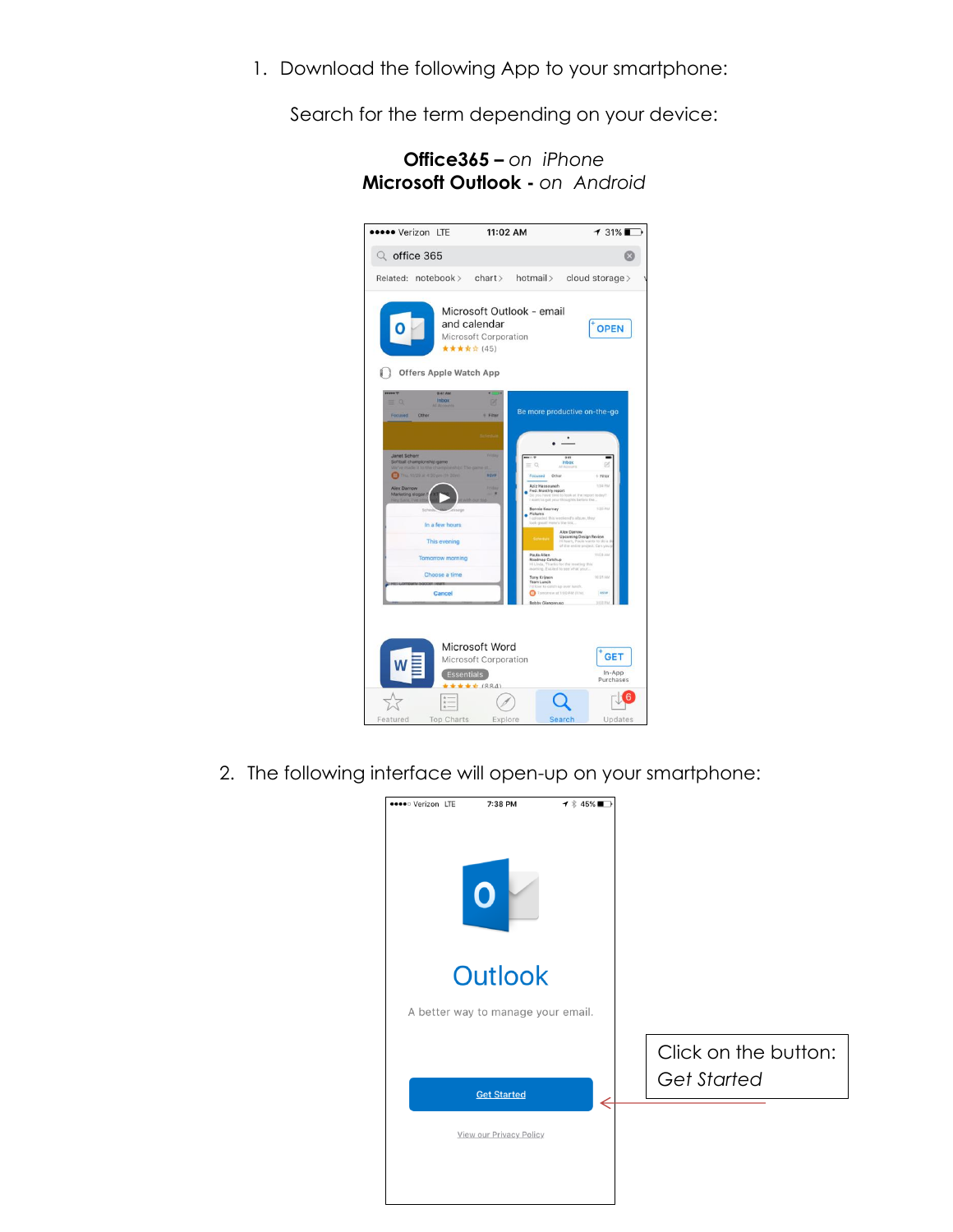1. Download the following App to your smartphone:

   Search for the term depending on your device:

   **Office365 –** *on iPhone*
   **Microsoft Outlook -** *on Android*

2. The following interface will open-up on your smartphone:

Click on the button: *Get Started*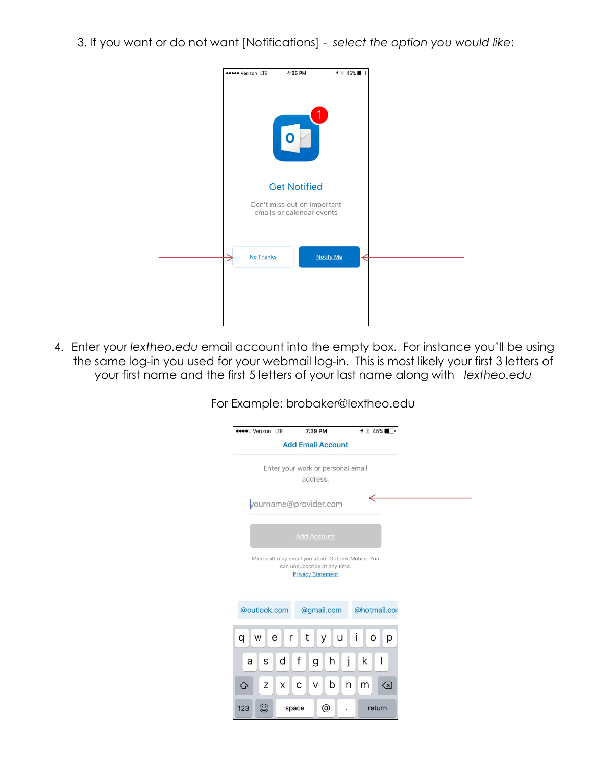3. If you want or do not want [Notifications] - *select the option you would like*:

4. Enter your *lextheo.edu* email account into the empty box. For instance you'll be using the same log-in you used for your webmail log-in. This is most likely your first 3 letters of your first name and the first 5 letters of your last name along with *lextheo.edu*

For Example: brobaker@lextheo.edu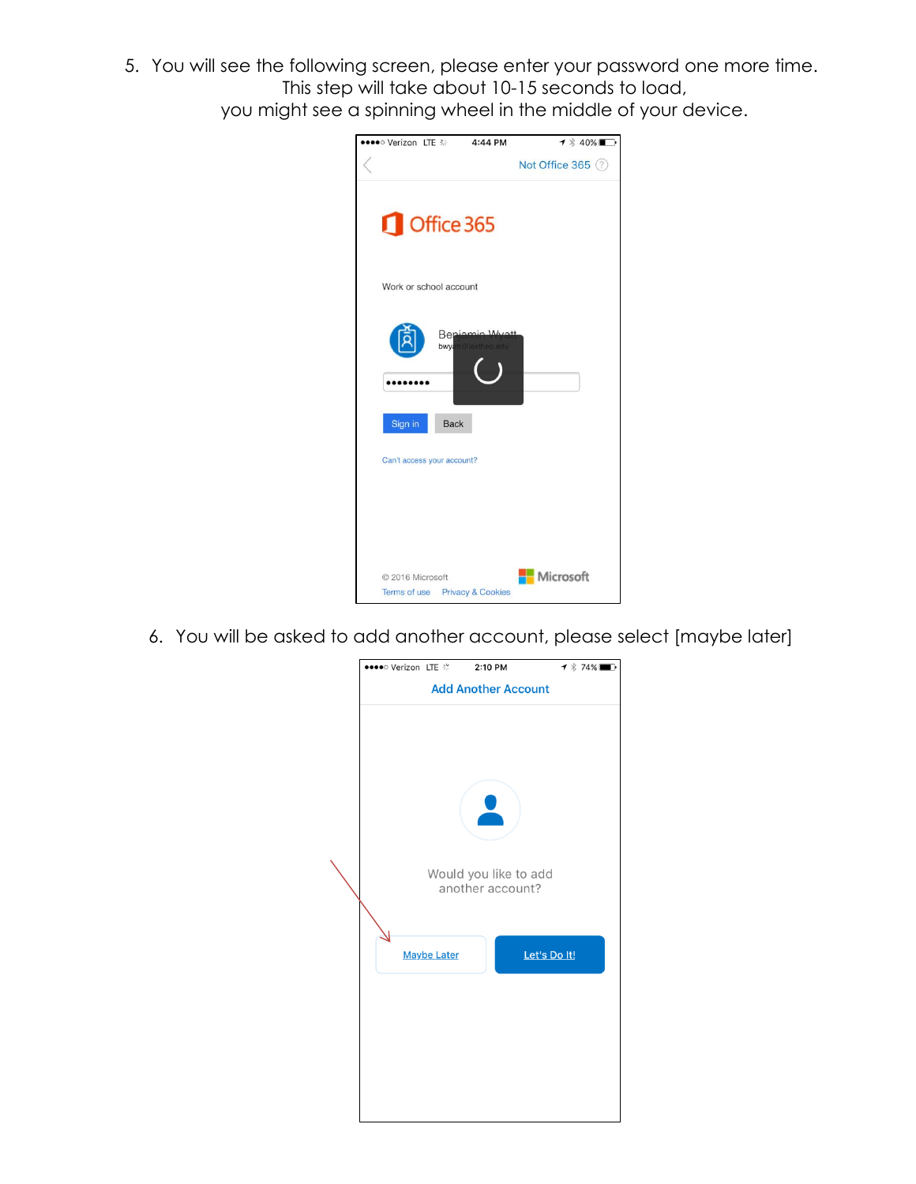5. You will see the following screen, please enter your password one more time. This step will take about 10-15 seconds to load, you might see a spinning wheel in the middle of your device.

6. You will be asked to add another account, please select [maybe later]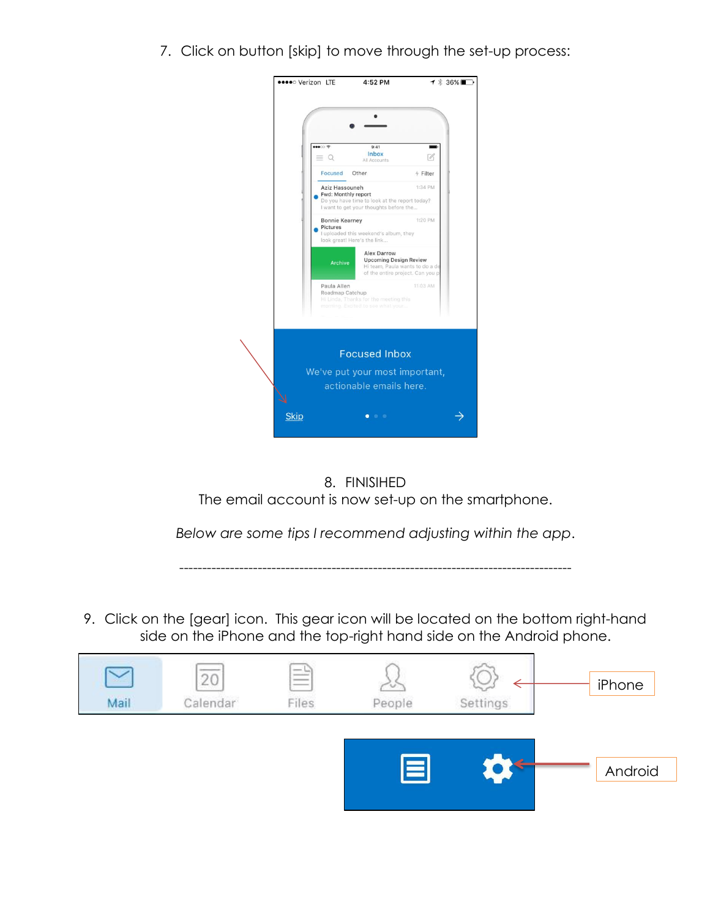7. Click on button [skip] to move through the set-up process:

8. FINISIHED
The email account is now set-up on the smartphone.

*Below are some tips I recommend adjusting within the app*.

-------------------------------------------------------------------------------------

9. Click on the [gear] icon. This gear icon will be located on the bottom right-hand side on the iPhone and the top-right hand side on the Android phone.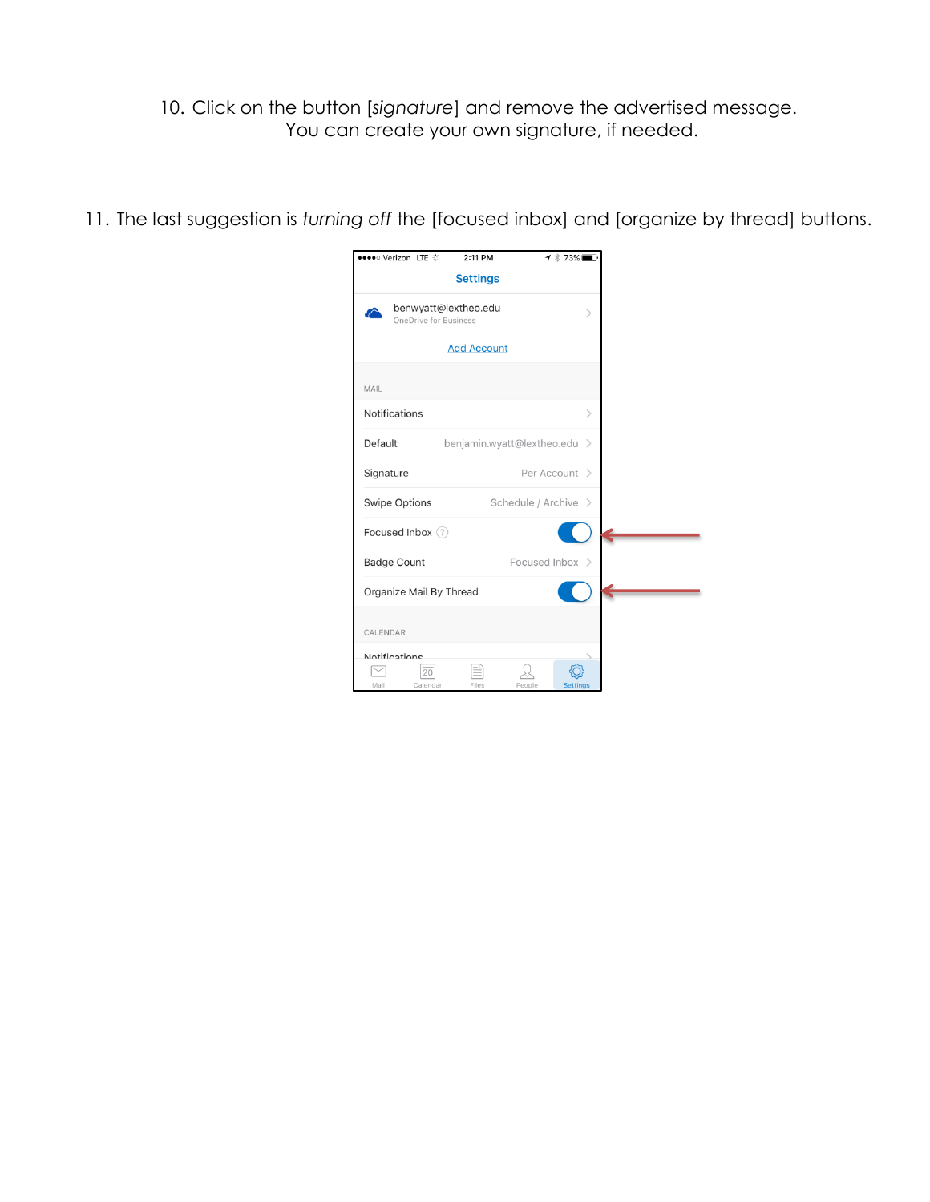10. Click on the button [*signature*] and remove the advertised message. You can create your own signature, if needed.

11. The last suggestion is *turning off* the [focused inbox] and [organize by thread] buttons.